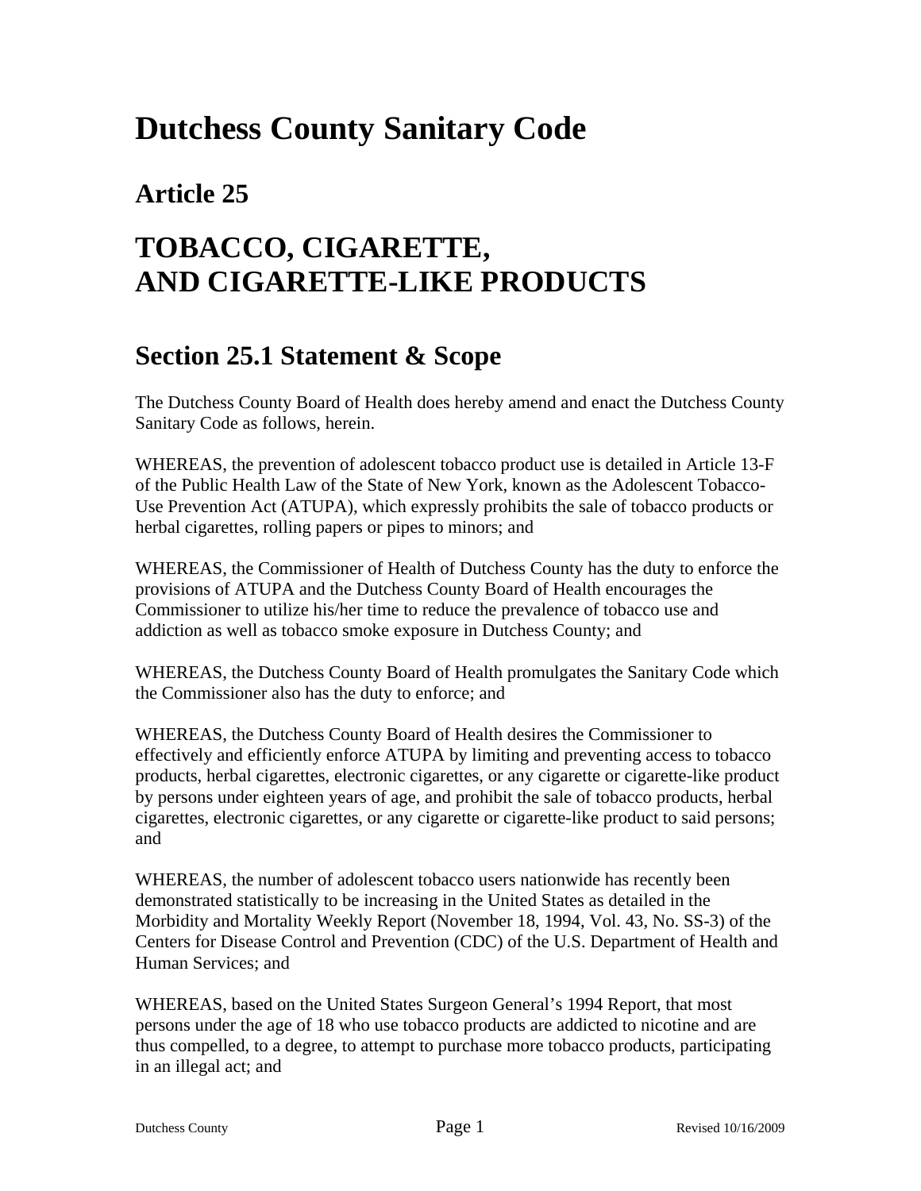# Dutchess County Sanitary Code

## Article 25

# TOBACCO, CIGARETTE, AND CIGARETTE-LIKE PRODUCTS

## Section 25.1 Statement & Scope

The Dutchess County Board of Health does hereby amend and enact the Dutchess County Sanitary Code as follows, herein.

WHEREAS, the prevention of adolescent tobacco product use is detailed in Article 13-F of the Public Health Law of the State of New York, known as the Adolescent Tobacco-Use Prevention Act (ATUPA), which expressly prohibits the sale of tobacco products or herbal cigarettes, rolling papers or pipes to minors; and

WHEREAS, the Commissioner of Health of Dutchess County has the duty to enforce the provisions of ATUPA and the Dutchess County Board of Health encourages the Commissioner to utilize his/her time to reduce the prevalence of tobacco use and addiction as well as tobacco smoke exposure in Dutchess County; and

WHEREAS, the Dutchess County Board of Health promulgates the Sanitary Code which the Commissioner also has the duty to enforce; and

WHEREAS, the Dutchess County Board of Health desires the Commissioner to effectively and efficiently enforce ATUPA by limiting and preventing access to tobacco products, herbal cigarettes, electronic cigarettes, or any cigarette or cigarette-like product by persons under eighteen years of age, and prohibit the sale of tobacco products, herbal cigarettes, electronic cigarettes, or any cigarette or cigarette-like product to said persons; and

WHEREAS, the number of adolescent tobacco users nationwide has recently been demonstrated statistically to be increasing in the United States as detailed in the Morbidity and Mortality Weekly Report (November 18, 1994, Vol. 43, No. SS-3) of the Centers for Disease Control and Prevention (CDC) of the U.S. Department of Health and Human Services; and

WHEREAS, based on the United States Surgeon General's 1994 Report, that most persons under the age of 18 who use tobacco products are addicted to nicotine and are thus compelled, to a degree, to attempt to purchase more tobacco products, participating in an illegal act; and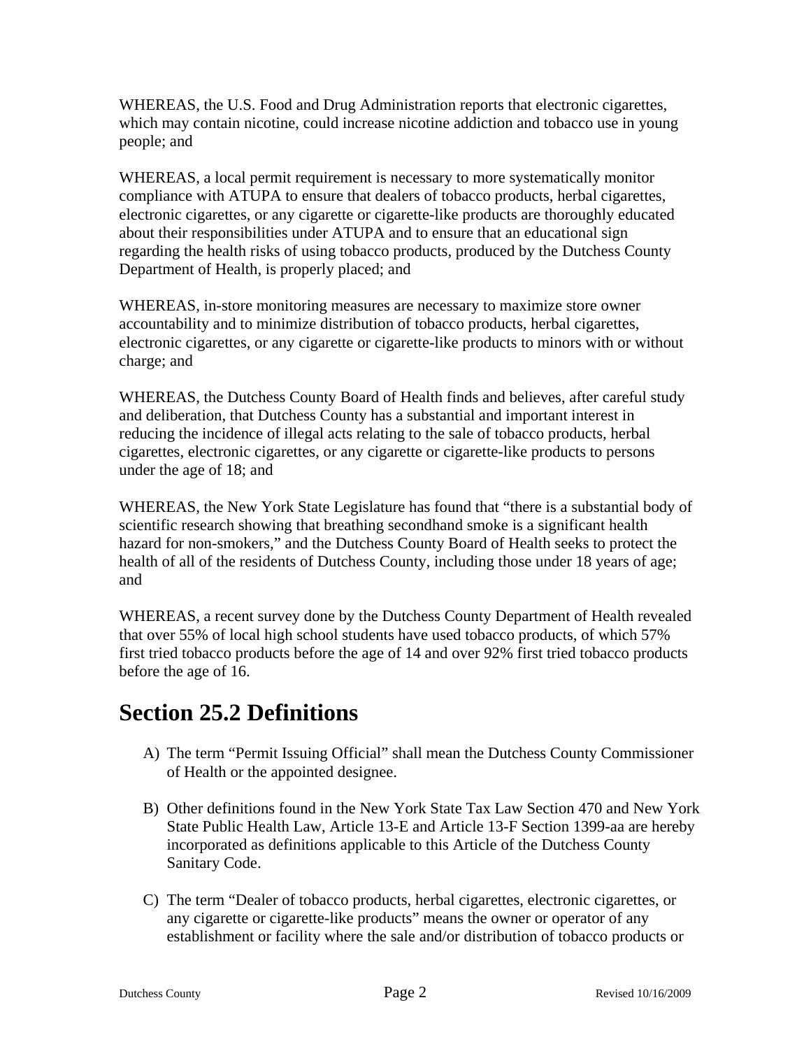WHEREAS, the U.S. Food and Drug Administration reports that electronic cigarettes, which may contain nicotine, could increase nicotine addiction and tobacco use in young people; and

WHEREAS, a local permit requirement is necessary to more systematically monitor compliance with ATUPA to ensure that dealers of tobacco products, herbal cigarettes, electronic cigarettes, or any cigarette or cigarette-like products are thoroughly educated about their responsibilities under ATUPA and to ensure that an educational sign regarding the health risks of using tobacco products, produced by the Dutchess County Department of Health, is properly placed; and

WHEREAS, in-store monitoring measures are necessary to maximize store owner accountability and to minimize distribution of tobacco products, herbal cigarettes, electronic cigarettes, or any cigarette or cigarette-like products to minors with or without charge; and

WHEREAS, the Dutchess County Board of Health finds and believes, after careful study and deliberation, that Dutchess County has a substantial and important interest in reducing the incidence of illegal acts relating to the sale of tobacco products, herbal cigarettes, electronic cigarettes, or any cigarette or cigarette-like products to persons under the age of 18; and

WHEREAS, the New York State Legislature has found that "there is a substantial body of scientific research showing that breathing secondhand smoke is a significant health hazard for non-smokers," and the Dutchess County Board of Health seeks to protect the health of all of the residents of Dutchess County, including those under 18 years of age; and

WHEREAS, a recent survey done by the Dutchess County Department of Health revealed that over 55% of local high school students have used tobacco products, of which 57% first tried tobacco products before the age of 14 and over 92% first tried tobacco products before the age of 16.

## Section 25.2 Definitions

A) The term "Permit Issuing Official" shall mean the Dutchess County Commissioner of Health or the appointed designee.

B) Other definitions found in the New York State Tax Law Section 470 and New York State Public Health Law, Article 13-E and Article 13-F Section 1399-aa are hereby incorporated as definitions applicable to this Article of the Dutchess County Sanitary Code.

C) The term "Dealer of tobacco products, herbal cigarettes, electronic cigarettes, or any cigarette or cigarette-like products" means the owner or operator of any establishment or facility where the sale and/or distribution of tobacco products or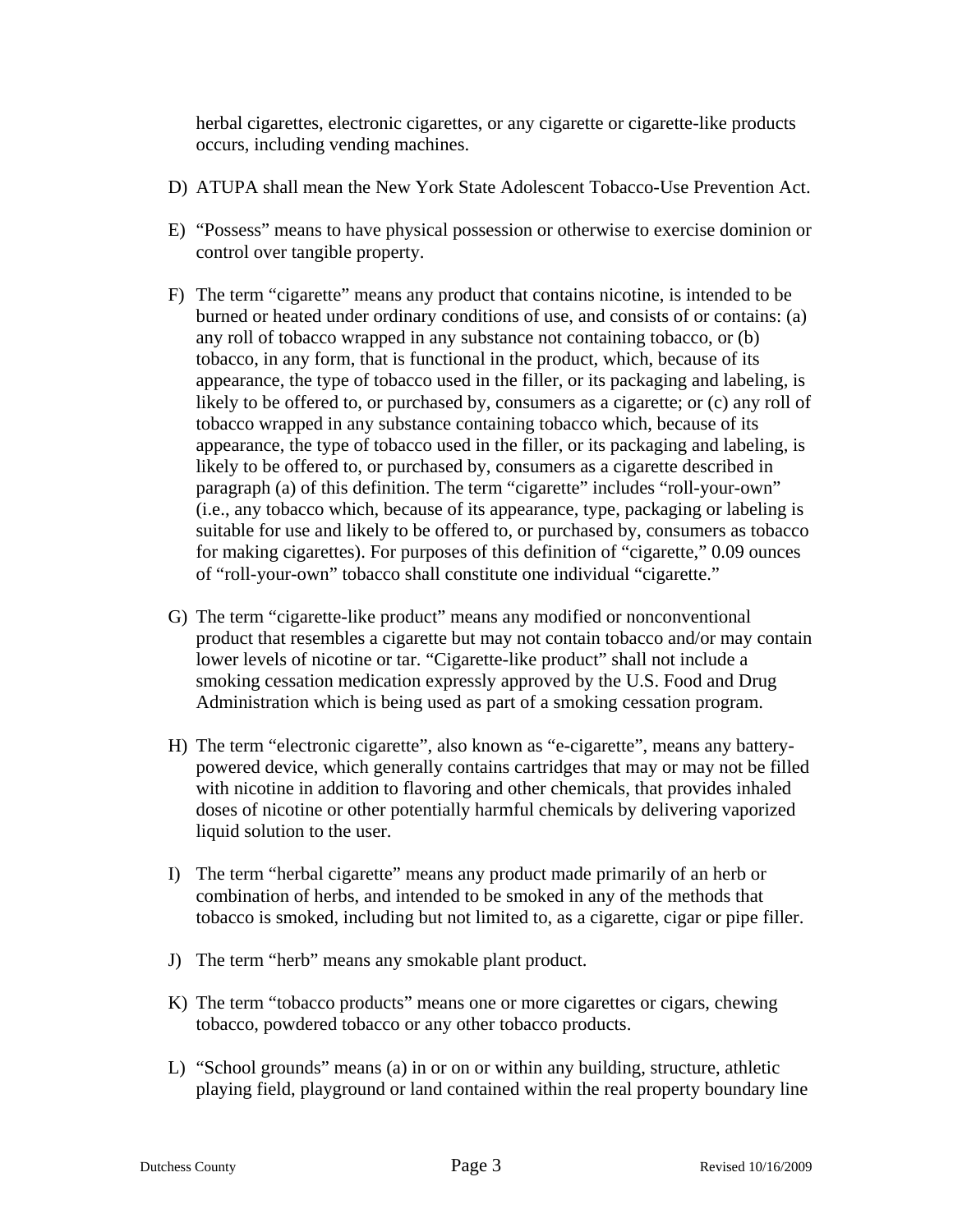herbal cigarettes, electronic cigarettes, or any cigarette or cigarette-like products occurs, including vending machines.

D) ATUPA shall mean the New York State Adolescent Tobacco-Use Prevention Act.

E) “Possess” means to have physical possession or otherwise to exercise dominion or control over tangible property.

F) The term “cigarette” means any product that contains nicotine, is intended to be burned or heated under ordinary conditions of use, and consists of or contains: (a) any roll of tobacco wrapped in any substance not containing tobacco, or (b) tobacco, in any form, that is functional in the product, which, because of its appearance, the type of tobacco used in the filler, or its packaging and labeling, is likely to be offered to, or purchased by, consumers as a cigarette; or (c) any roll of tobacco wrapped in any substance containing tobacco which, because of its appearance, the type of tobacco used in the filler, or its packaging and labeling, is likely to be offered to, or purchased by, consumers as a cigarette described in paragraph (a) of this definition. The term “cigarette” includes “roll-your-own” (i.e., any tobacco which, because of its appearance, type, packaging or labeling is suitable for use and likely to be offered to, or purchased by, consumers as tobacco for making cigarettes). For purposes of this definition of “cigarette,” 0.09 ounces of “roll-your-own” tobacco shall constitute one individual “cigarette.”

G) The term “cigarette-like product” means any modified or nonconventional product that resembles a cigarette but may not contain tobacco and/or may contain lower levels of nicotine or tar. “Cigarette-like product” shall not include a smoking cessation medication expressly approved by the U.S. Food and Drug Administration which is being used as part of a smoking cessation program.

H) The term “electronic cigarette”, also known as “e-cigarette”, means any battery-powered device, which generally contains cartridges that may or may not be filled with nicotine in addition to flavoring and other chemicals, that provides inhaled doses of nicotine or other potentially harmful chemicals by delivering vaporized liquid solution to the user.

I) The term “herbal cigarette” means any product made primarily of an herb or combination of herbs, and intended to be smoked in any of the methods that tobacco is smoked, including but not limited to, as a cigarette, cigar or pipe filler.

J) The term “herb” means any smokable plant product.

K) The term “tobacco products” means one or more cigarettes or cigars, chewing tobacco, powdered tobacco or any other tobacco products.

L) “School grounds” means (a) in or on or within any building, structure, athletic playing field, playground or land contained within the real property boundary line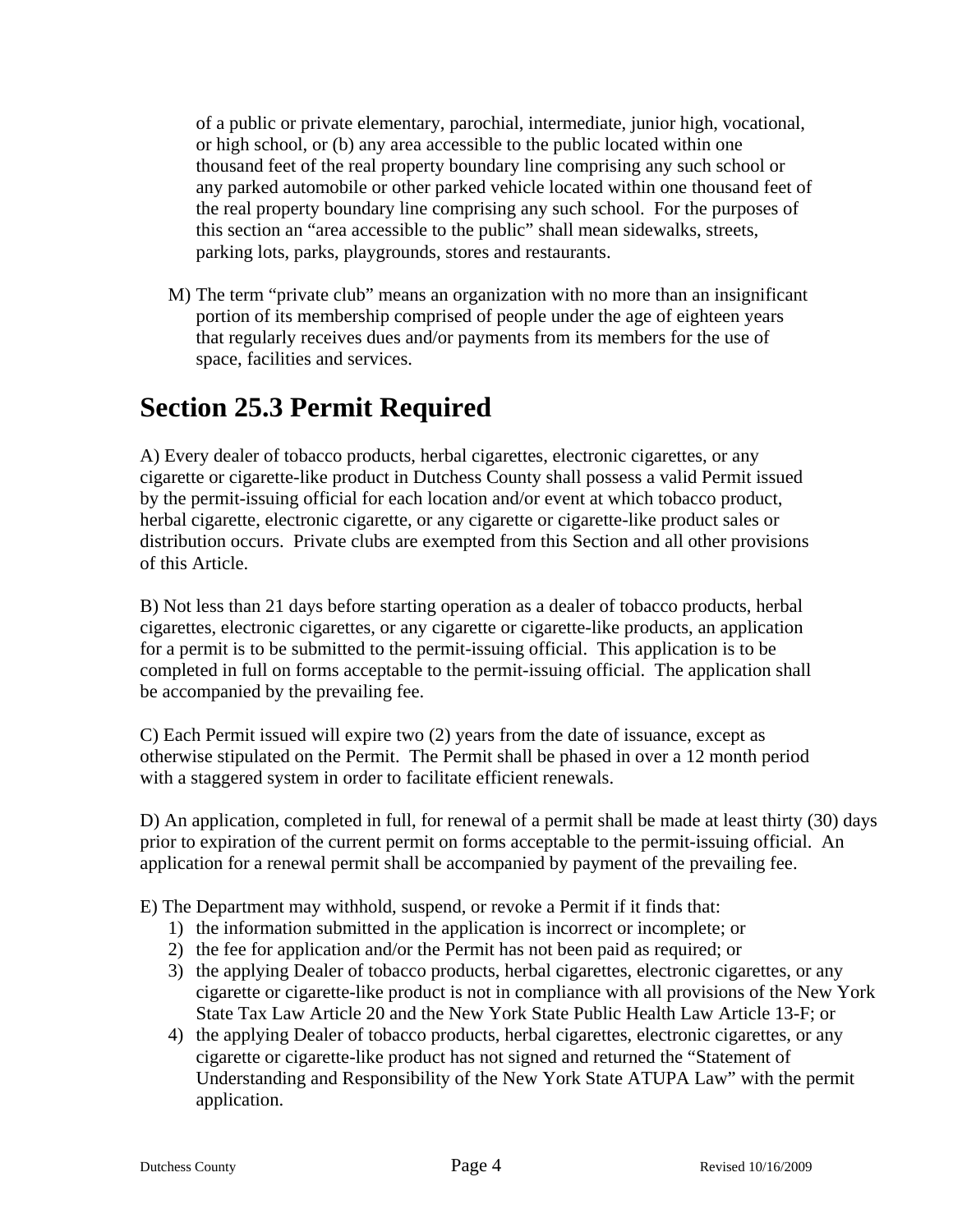of a public or private elementary, parochial, intermediate, junior high, vocational, or high school, or (b) any area accessible to the public located within one thousand feet of the real property boundary line comprising any such school or any parked automobile or other parked vehicle located within one thousand feet of the real property boundary line comprising any such school. For the purposes of this section an "area accessible to the public" shall mean sidewalks, streets, parking lots, parks, playgrounds, stores and restaurants.

M) The term "private club" means an organization with no more than an insignificant portion of its membership comprised of people under the age of eighteen years that regularly receives dues and/or payments from its members for the use of space, facilities and services.

# Section 25.3 Permit Required

A) Every dealer of tobacco products, herbal cigarettes, electronic cigarettes, or any cigarette or cigarette-like product in Dutchess County shall possess a valid Permit issued by the permit-issuing official for each location and/or event at which tobacco product, herbal cigarette, electronic cigarette, or any cigarette or cigarette-like product sales or distribution occurs. Private clubs are exempted from this Section and all other provisions of this Article.

B) Not less than 21 days before starting operation as a dealer of tobacco products, herbal cigarettes, electronic cigarettes, or any cigarette or cigarette-like products, an application for a permit is to be submitted to the permit-issuing official. This application is to be completed in full on forms acceptable to the permit-issuing official. The application shall be accompanied by the prevailing fee.

C) Each Permit issued will expire two (2) years from the date of issuance, except as otherwise stipulated on the Permit. The Permit shall be phased in over a 12 month period with a staggered system in order to facilitate efficient renewals.

D) An application, completed in full, for renewal of a permit shall be made at least thirty (30) days prior to expiration of the current permit on forms acceptable to the permit-issuing official. An application for a renewal permit shall be accompanied by payment of the prevailing fee.

E) The Department may withhold, suspend, or revoke a Permit if it finds that:

1) the information submitted in the application is incorrect or incomplete; or
2) the fee for application and/or the Permit has not been paid as required; or
3) the applying Dealer of tobacco products, herbal cigarettes, electronic cigarettes, or any cigarette or cigarette-like product is not in compliance with all provisions of the New York State Tax Law Article 20 and the New York State Public Health Law Article 13-F; or
4) the applying Dealer of tobacco products, herbal cigarettes, electronic cigarettes, or any cigarette or cigarette-like product has not signed and returned the "Statement of Understanding and Responsibility of the New York State ATUPA Law" with the permit application.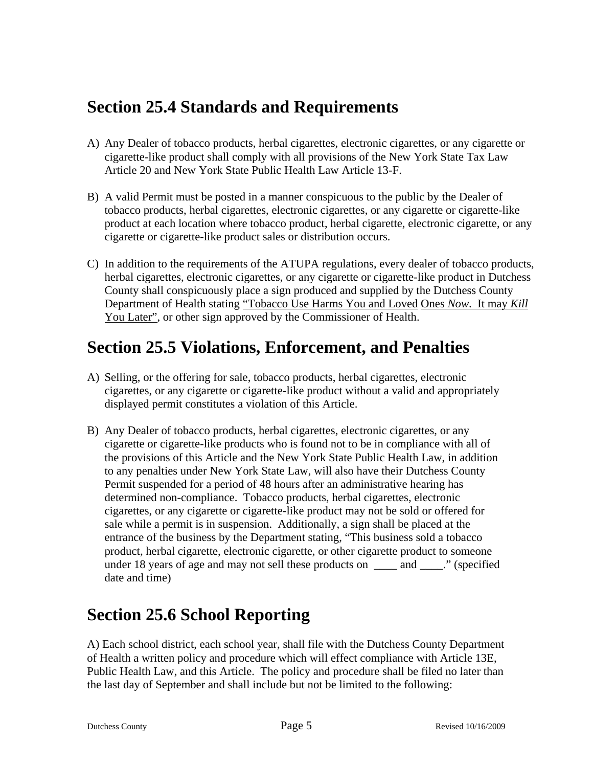## Section 25.4 Standards and Requirements

A) Any Dealer of tobacco products, herbal cigarettes, electronic cigarettes, or any cigarette or cigarette-like product shall comply with all provisions of the New York State Tax Law Article 20 and New York State Public Health Law Article 13-F.

B) A valid Permit must be posted in a manner conspicuous to the public by the Dealer of tobacco products, herbal cigarettes, electronic cigarettes, or any cigarette or cigarette-like product at each location where tobacco product, herbal cigarette, electronic cigarette, or any cigarette or cigarette-like product sales or distribution occurs.

C) In addition to the requirements of the ATUPA regulations, every dealer of tobacco products, herbal cigarettes, electronic cigarettes, or any cigarette or cigarette-like product in Dutchess County shall conspicuously place a sign produced and supplied by the Dutchess County Department of Health stating <u>"Tobacco Use Harms You and Loved</u> <u>Ones *Now.* It may *Kill* You Later"</u>, or other sign approved by the Commissioner of Health.

## Section 25.5 Violations, Enforcement, and Penalties

A) Selling, or the offering for sale, tobacco products, herbal cigarettes, electronic cigarettes, or any cigarette or cigarette-like product without a valid and appropriately displayed permit constitutes a violation of this Article.

B) Any Dealer of tobacco products, herbal cigarettes, electronic cigarettes, or any cigarette or cigarette-like products who is found not to be in compliance with all of the provisions of this Article and the New York State Public Health Law, in addition to any penalties under New York State Law, will also have their Dutchess County Permit suspended for a period of 48 hours after an administrative hearing has determined non-compliance. Tobacco products, herbal cigarettes, electronic cigarettes, or any cigarette or cigarette-like product may not be sold or offered for sale while a permit is in suspension. Additionally, a sign shall be placed at the entrance of the business by the Department stating, "This business sold a tobacco product, herbal cigarette, electronic cigarette, or other cigarette product to someone under 18 years of age and may not sell these products on \_\_\_\_ and \_\_\_\_." (specified date and time)

## Section 25.6 School Reporting

A) Each school district, each school year, shall file with the Dutchess County Department of Health a written policy and procedure which will effect compliance with Article 13E, Public Health Law, and this Article. The policy and procedure shall be filed no later than the last day of September and shall include but not be limited to the following: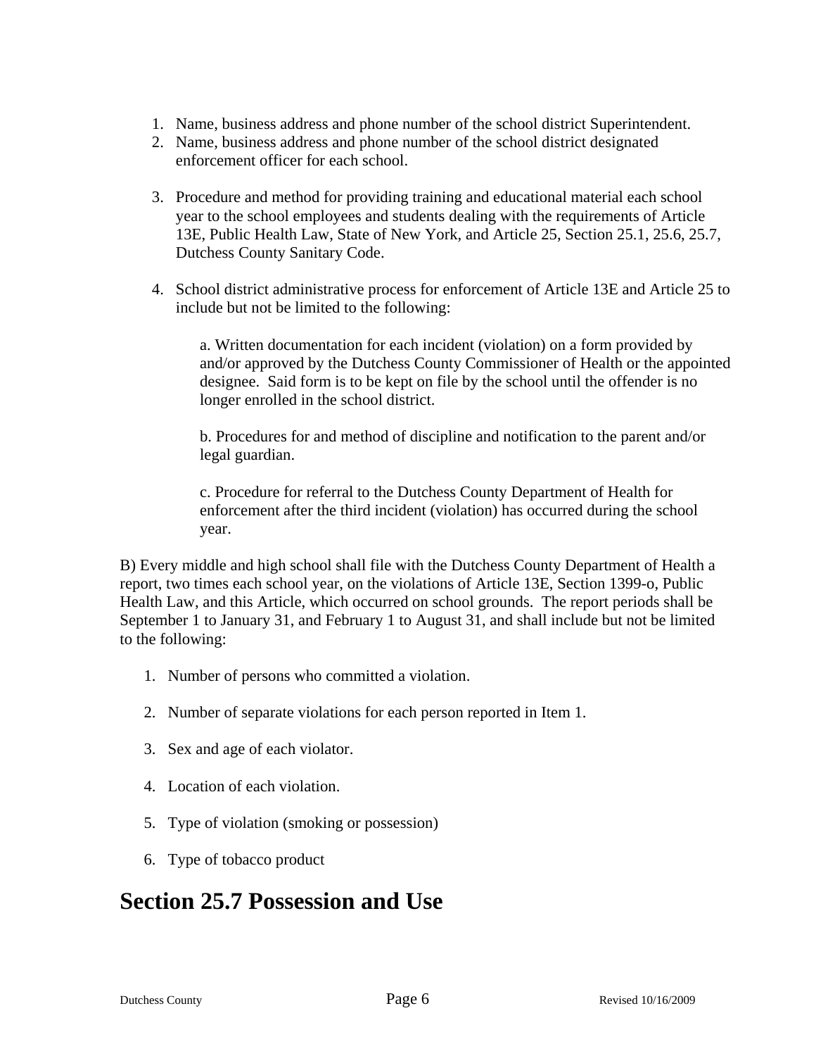1. Name, business address and phone number of the school district Superintendent.
2. Name, business address and phone number of the school district designated enforcement officer for each school.

3. Procedure and method for providing training and educational material each school year to the school employees and students dealing with the requirements of Article 13E, Public Health Law, State of New York, and Article 25, Section 25.1, 25.6, 25.7, Dutchess County Sanitary Code.

4. School district administrative process for enforcement of Article 13E and Article 25 to include but not be limited to the following:

   a. Written documentation for each incident (violation) on a form provided by and/or approved by the Dutchess County Commissioner of Health or the appointed designee. Said form is to be kept on file by the school until the offender is no longer enrolled in the school district.

   b. Procedures for and method of discipline and notification to the parent and/or legal guardian.

   c. Procedure for referral to the Dutchess County Department of Health for enforcement after the third incident (violation) has occurred during the school year.

B) Every middle and high school shall file with the Dutchess County Department of Health a report, two times each school year, on the violations of Article 13E, Section 1399-o, Public Health Law, and this Article, which occurred on school grounds. The report periods shall be September 1 to January 31, and February 1 to August 31, and shall include but not be limited to the following:

1. Number of persons who committed a violation.

2. Number of separate violations for each person reported in Item 1.

3. Sex and age of each violator.

4. Location of each violation.

5. Type of violation (smoking or possession)

6. Type of tobacco product

# Section 25.7 Possession and Use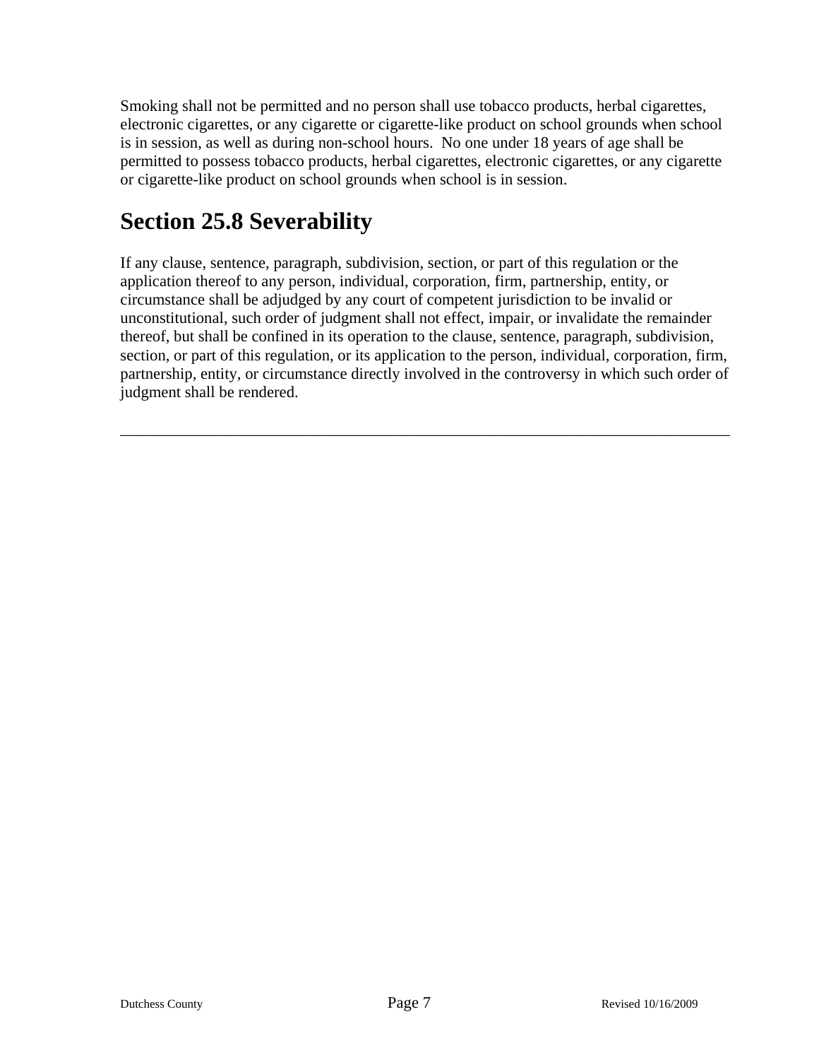Smoking shall not be permitted and no person shall use tobacco products, herbal cigarettes, electronic cigarettes, or any cigarette or cigarette-like product on school grounds when school is in session, as well as during non-school hours. No one under 18 years of age shall be permitted to possess tobacco products, herbal cigarettes, electronic cigarettes, or any cigarette or cigarette-like product on school grounds when school is in session.

## Section 25.8 Severability

If any clause, sentence, paragraph, subdivision, section, or part of this regulation or the application thereof to any person, individual, corporation, firm, partnership, entity, or circumstance shall be adjudged by any court of competent jurisdiction to be invalid or unconstitutional, such order of judgment shall not effect, impair, or invalidate the remainder thereof, but shall be confined in its operation to the clause, sentence, paragraph, subdivision, section, or part of this regulation, or its application to the person, individual, corporation, firm, partnership, entity, or circumstance directly involved in the controversy in which such order of judgment shall be rendered.

---